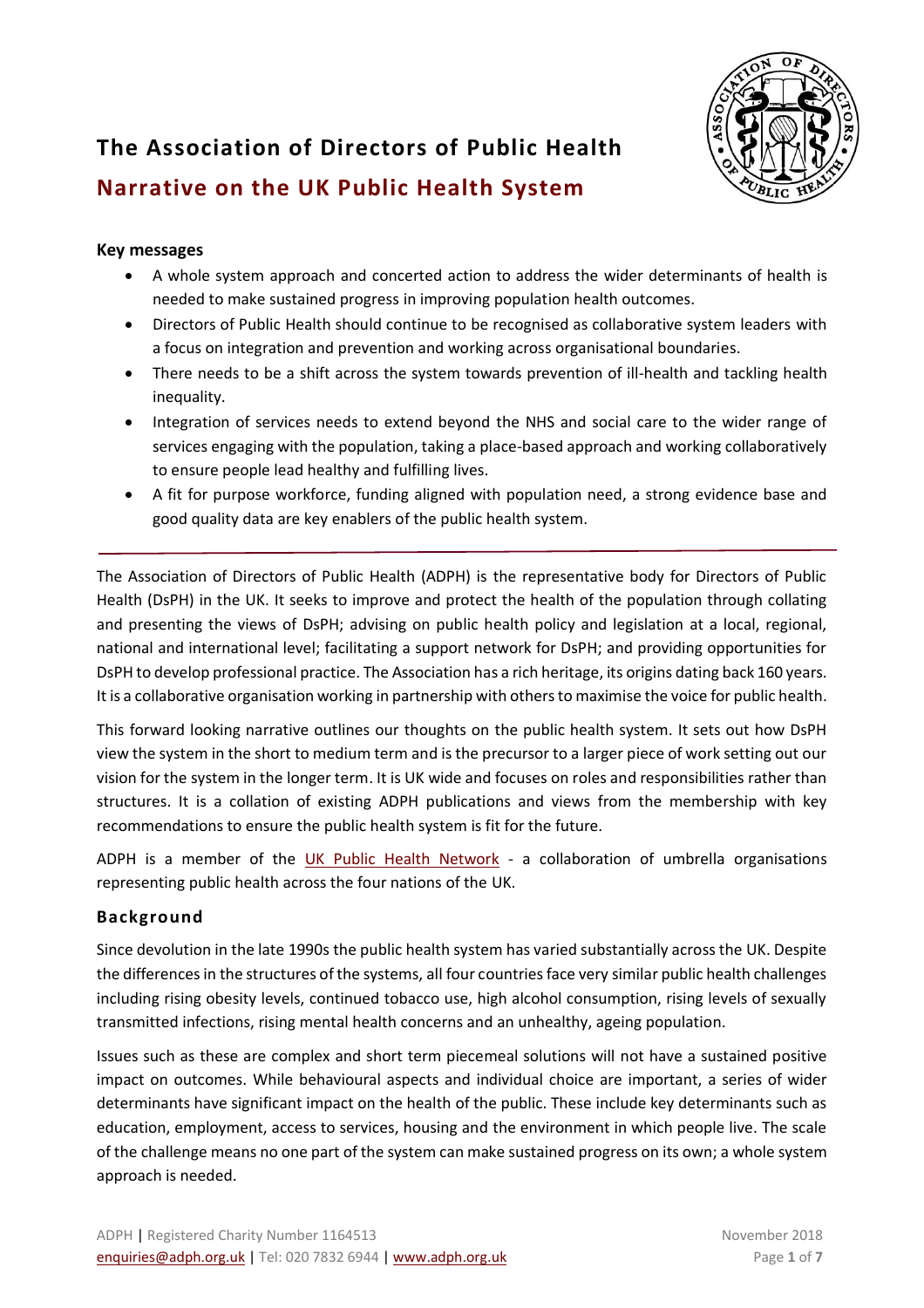# The Association of Directors of Public Health

## Narrative on the UK Public Health System

### Key messages

- A whole system approach and concerted action to address the wider determinants of health is needed to make sustained progress in improving population health outcomes.
- Directors of Public Health should continue to be recognised as collaborative system leaders with a focus on integration and prevention and working across organisational boundaries.
- There needs to be a shift across the system towards prevention of ill-health and tackling health inequality.
- Integration of services needs to extend beyond the NHS and social care to the wider range of services engaging with the population, taking a place-based approach and working collaboratively to ensure people lead healthy and fulfilling lives.
- A fit for purpose workforce, funding aligned with population need, a strong evidence base and good quality data are key enablers of the public health system.

---

The Association of Directors of Public Health (ADPH) is the representative body for Directors of Public Health (DsPH) in the UK. It seeks to improve and protect the health of the population through collating and presenting the views of DsPH; advising on public health policy and legislation at a local, regional, national and international level; facilitating a support network for DsPH; and providing opportunities for DsPH to develop professional practice. The Association has a rich heritage, its origins dating back 160 years. It is a collaborative organisation working in partnership with others to maximise the voice for public health.

This forward looking narrative outlines our thoughts on the public health system. It sets out how DsPH view the system in the short to medium term and is the precursor to a larger piece of work setting out our vision for the system in the longer term. It is UK wide and focuses on roles and responsibilities rather than structures. It is a collation of existing ADPH publications and views from the membership with key recommendations to ensure the public health system is fit for the future.

ADPH is a member of the UK Public Health Network - a collaboration of umbrella organisations representing public health across the four nations of the UK.

## Background

Since devolution in the late 1990s the public health system has varied substantially across the UK. Despite the differences in the structures of the systems, all four countries face very similar public health challenges including rising obesity levels, continued tobacco use, high alcohol consumption, rising levels of sexually transmitted infections, rising mental health concerns and an unhealthy, ageing population.

Issues such as these are complex and short term piecemeal solutions will not have a sustained positive impact on outcomes. While behavioural aspects and individual choice are important, a series of wider determinants have significant impact on the health of the public. These include key determinants such as education, employment, access to services, housing and the environment in which people live. The scale of the challenge means no one part of the system can make sustained progress on its own; a whole system approach is needed.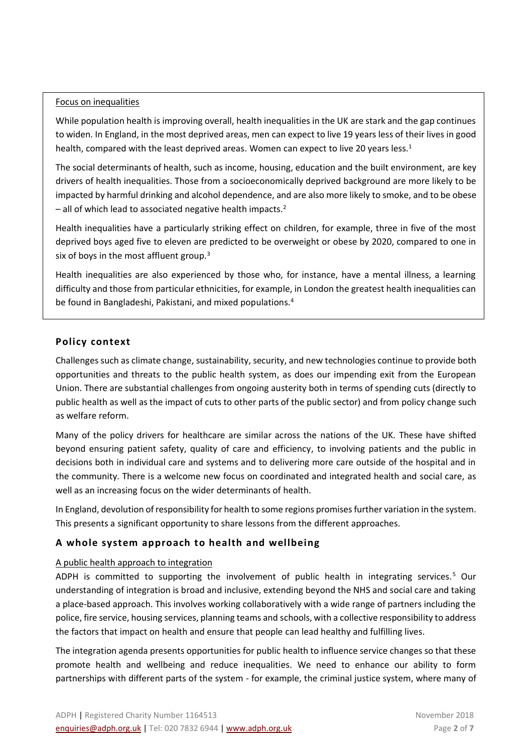Focus on inequalities

While population health is improving overall, health inequalities in the UK are stark and the gap continues to widen. In England, in the most deprived areas, men can expect to live 19 years less of their lives in good health, compared with the least deprived areas. Women can expect to live 20 years less.[1]

The social determinants of health, such as income, housing, education and the built environment, are key drivers of health inequalities. Those from a socioeconomically deprived background are more likely to be impacted by harmful drinking and alcohol dependence, and are also more likely to smoke, and to be obese – all of which lead to associated negative health impacts.[2]

Health inequalities have a particularly striking effect on children, for example, three in five of the most deprived boys aged five to eleven are predicted to be overweight or obese by 2020, compared to one in six of boys in the most affluent group.[3]

Health inequalities are also experienced by those who, for instance, have a mental illness, a learning difficulty and those from particular ethnicities, for example, in London the greatest health inequalities can be found in Bangladeshi, Pakistani, and mixed populations.[4]

## Policy context

Challenges such as climate change, sustainability, security, and new technologies continue to provide both opportunities and threats to the public health system, as does our impending exit from the European Union. There are substantial challenges from ongoing austerity both in terms of spending cuts (directly to public health as well as the impact of cuts to other parts of the public sector) and from policy change such as welfare reform.

Many of the policy drivers for healthcare are similar across the nations of the UK. These have shifted beyond ensuring patient safety, quality of care and efficiency, to involving patients and the public in decisions both in individual care and systems and to delivering more care outside of the hospital and in the community. There is a welcome new focus on coordinated and integrated health and social care, as well as an increasing focus on the wider determinants of health.

In England, devolution of responsibility for health to some regions promises further variation in the system. This presents a significant opportunity to share lessons from the different approaches.

## A whole system approach to health and wellbeing

### A public health approach to integration

ADPH is committed to supporting the involvement of public health in integrating services.[5] Our understanding of integration is broad and inclusive, extending beyond the NHS and social care and taking a place-based approach. This involves working collaboratively with a wide range of partners including the police, fire service, housing services, planning teams and schools, with a collective responsibility to address the factors that impact on health and ensure that people can lead healthy and fulfilling lives.

The integration agenda presents opportunities for public health to influence service changes so that these promote health and wellbeing and reduce inequalities. We need to enhance our ability to form partnerships with different parts of the system - for example, the criminal justice system, where many of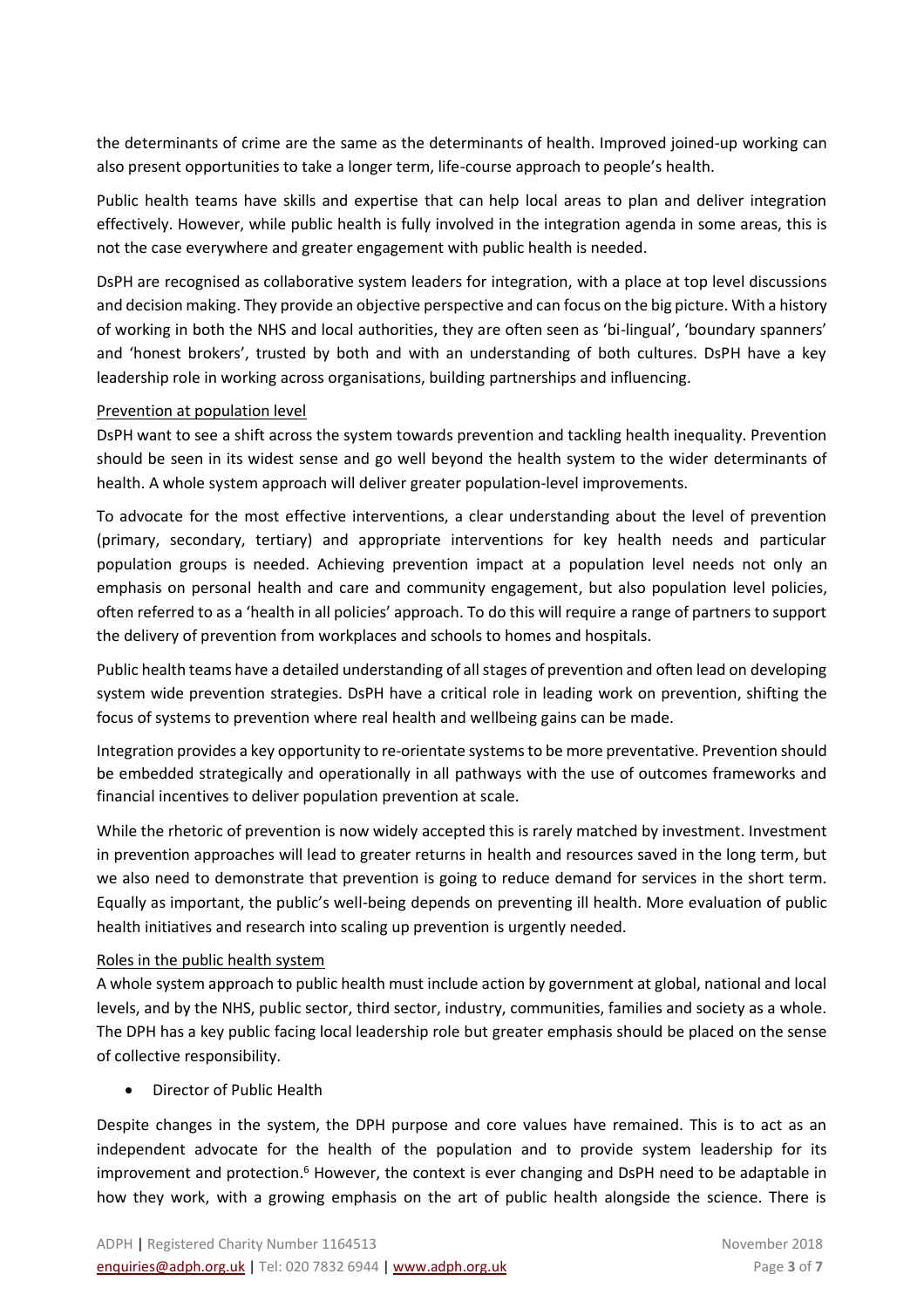the determinants of crime are the same as the determinants of health. Improved joined-up working can also present opportunities to take a longer term, life-course approach to people's health.

Public health teams have skills and expertise that can help local areas to plan and deliver integration effectively. However, while public health is fully involved in the integration agenda in some areas, this is not the case everywhere and greater engagement with public health is needed.

DsPH are recognised as collaborative system leaders for integration, with a place at top level discussions and decision making. They provide an objective perspective and can focus on the big picture. With a history of working in both the NHS and local authorities, they are often seen as 'bi-lingual', 'boundary spanners' and 'honest brokers', trusted by both and with an understanding of both cultures. DsPH have a key leadership role in working across organisations, building partnerships and influencing.

### Prevention at population level

DsPH want to see a shift across the system towards prevention and tackling health inequality. Prevention should be seen in its widest sense and go well beyond the health system to the wider determinants of health. A whole system approach will deliver greater population-level improvements.

To advocate for the most effective interventions, a clear understanding about the level of prevention (primary, secondary, tertiary) and appropriate interventions for key health needs and particular population groups is needed. Achieving prevention impact at a population level needs not only an emphasis on personal health and care and community engagement, but also population level policies, often referred to as a 'health in all policies' approach. To do this will require a range of partners to support the delivery of prevention from workplaces and schools to homes and hospitals.

Public health teams have a detailed understanding of all stages of prevention and often lead on developing system wide prevention strategies. DsPH have a critical role in leading work on prevention, shifting the focus of systems to prevention where real health and wellbeing gains can be made.

Integration provides a key opportunity to re-orientate systems to be more preventative. Prevention should be embedded strategically and operationally in all pathways with the use of outcomes frameworks and financial incentives to deliver population prevention at scale.

While the rhetoric of prevention is now widely accepted this is rarely matched by investment. Investment in prevention approaches will lead to greater returns in health and resources saved in the long term, but we also need to demonstrate that prevention is going to reduce demand for services in the short term. Equally as important, the public's well-being depends on preventing ill health. More evaluation of public health initiatives and research into scaling up prevention is urgently needed.

### Roles in the public health system

A whole system approach to public health must include action by government at global, national and local levels, and by the NHS, public sector, third sector, industry, communities, families and society as a whole. The DPH has a key public facing local leadership role but greater emphasis should be placed on the sense of collective responsibility.

- Director of Public Health

Despite changes in the system, the DPH purpose and core values have remained. This is to act as an independent advocate for the health of the population and to provide system leadership for its improvement and protection.[6] However, the context is ever changing and DsPH need to be adaptable in how they work, with a growing emphasis on the art of public health alongside the science. There is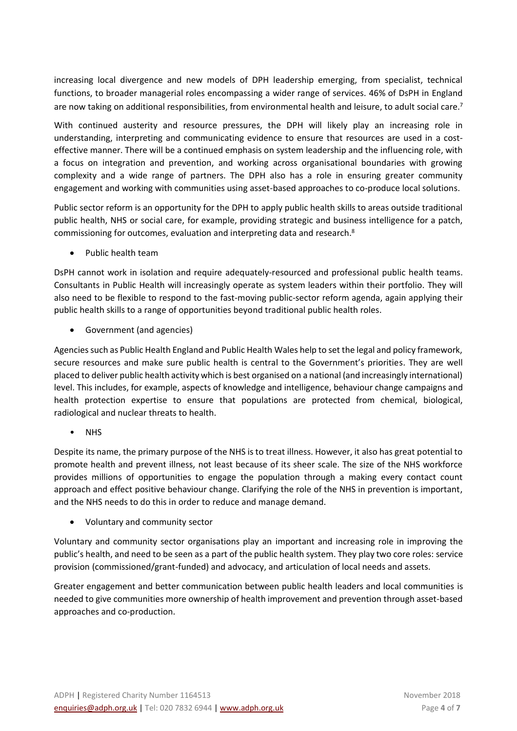increasing local divergence and new models of DPH leadership emerging, from specialist, technical functions, to broader managerial roles encompassing a wider range of services. 46% of DsPH in England are now taking on additional responsibilities, from environmental health and leisure, to adult social care.[7]

With continued austerity and resource pressures, the DPH will likely play an increasing role in understanding, interpreting and communicating evidence to ensure that resources are used in a cost-effective manner. There will be a continued emphasis on system leadership and the influencing role, with a focus on integration and prevention, and working across organisational boundaries with growing complexity and a wide range of partners. The DPH also has a role in ensuring greater community engagement and working with communities using asset-based approaches to co-produce local solutions.

Public sector reform is an opportunity for the DPH to apply public health skills to areas outside traditional public health, NHS or social care, for example, providing strategic and business intelligence for a patch, commissioning for outcomes, evaluation and interpreting data and research.[8]

- Public health team

DsPH cannot work in isolation and require adequately-resourced and professional public health teams. Consultants in Public Health will increasingly operate as system leaders within their portfolio. They will also need to be flexible to respond to the fast-moving public-sector reform agenda, again applying their public health skills to a range of opportunities beyond traditional public health roles.

- Government (and agencies)

Agencies such as Public Health England and Public Health Wales help to set the legal and policy framework, secure resources and make sure public health is central to the Government's priorities. They are well placed to deliver public health activity which is best organised on a national (and increasingly international) level. This includes, for example, aspects of knowledge and intelligence, behaviour change campaigns and health protection expertise to ensure that populations are protected from chemical, biological, radiological and nuclear threats to health.

- NHS

Despite its name, the primary purpose of the NHS is to treat illness. However, it also has great potential to promote health and prevent illness, not least because of its sheer scale. The size of the NHS workforce provides millions of opportunities to engage the population through a making every contact count approach and effect positive behaviour change. Clarifying the role of the NHS in prevention is important, and the NHS needs to do this in order to reduce and manage demand.

- Voluntary and community sector

Voluntary and community sector organisations play an important and increasing role in improving the public's health, and need to be seen as a part of the public health system. They play two core roles: service provision (commissioned/grant-funded) and advocacy, and articulation of local needs and assets.

Greater engagement and better communication between public health leaders and local communities is needed to give communities more ownership of health improvement and prevention through asset-based approaches and co-production.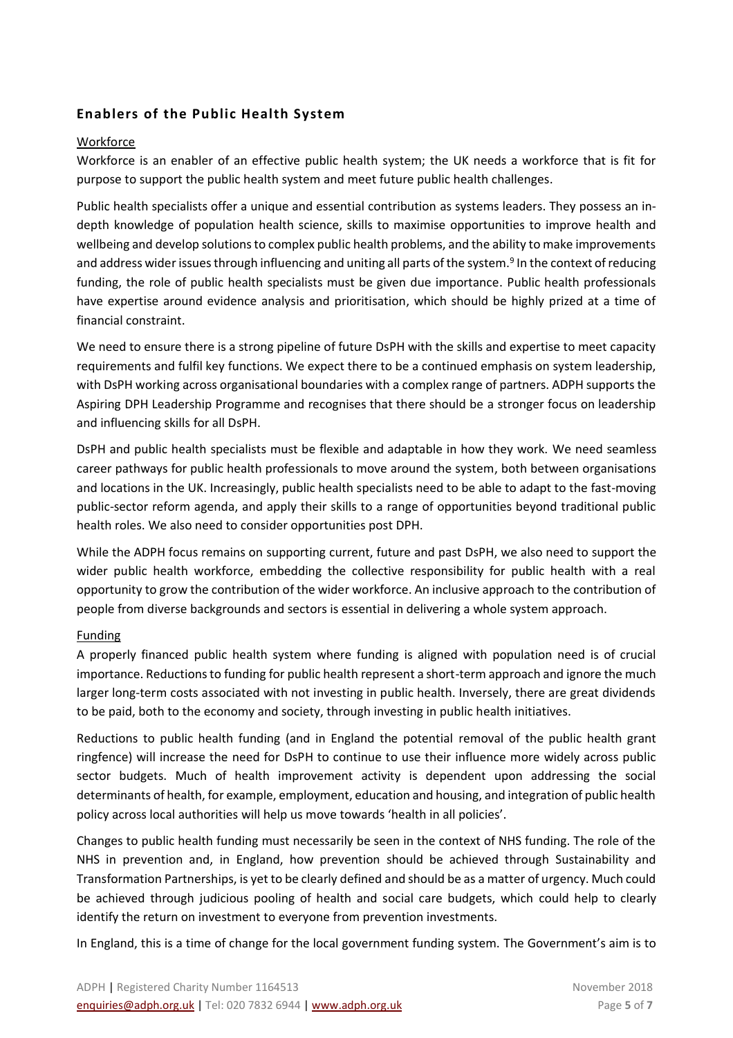## Enablers of the Public Health System

### Workforce

Workforce is an enabler of an effective public health system; the UK needs a workforce that is fit for purpose to support the public health system and meet future public health challenges.

Public health specialists offer a unique and essential contribution as systems leaders. They possess an in-depth knowledge of population health science, skills to maximise opportunities to improve health and wellbeing and develop solutions to complex public health problems, and the ability to make improvements and address wider issues through influencing and uniting all parts of the system.[9] In the context of reducing funding, the role of public health specialists must be given due importance. Public health professionals have expertise around evidence analysis and prioritisation, which should be highly prized at a time of financial constraint.

We need to ensure there is a strong pipeline of future DsPH with the skills and expertise to meet capacity requirements and fulfil key functions. We expect there to be a continued emphasis on system leadership, with DsPH working across organisational boundaries with a complex range of partners. ADPH supports the Aspiring DPH Leadership Programme and recognises that there should be a stronger focus on leadership and influencing skills for all DsPH.

DsPH and public health specialists must be flexible and adaptable in how they work. We need seamless career pathways for public health professionals to move around the system, both between organisations and locations in the UK. Increasingly, public health specialists need to be able to adapt to the fast-moving public-sector reform agenda, and apply their skills to a range of opportunities beyond traditional public health roles. We also need to consider opportunities post DPH.

While the ADPH focus remains on supporting current, future and past DsPH, we also need to support the wider public health workforce, embedding the collective responsibility for public health with a real opportunity to grow the contribution of the wider workforce. An inclusive approach to the contribution of people from diverse backgrounds and sectors is essential in delivering a whole system approach.

### Funding

A properly financed public health system where funding is aligned with population need is of crucial importance. Reductions to funding for public health represent a short-term approach and ignore the much larger long-term costs associated with not investing in public health. Inversely, there are great dividends to be paid, both to the economy and society, through investing in public health initiatives.

Reductions to public health funding (and in England the potential removal of the public health grant ringfence) will increase the need for DsPH to continue to use their influence more widely across public sector budgets. Much of health improvement activity is dependent upon addressing the social determinants of health, for example, employment, education and housing, and integration of public health policy across local authorities will help us move towards 'health in all policies'.

Changes to public health funding must necessarily be seen in the context of NHS funding. The role of the NHS in prevention and, in England, how prevention should be achieved through Sustainability and Transformation Partnerships, is yet to be clearly defined and should be as a matter of urgency. Much could be achieved through judicious pooling of health and social care budgets, which could help to clearly identify the return on investment to everyone from prevention investments.

In England, this is a time of change for the local government funding system. The Government's aim is to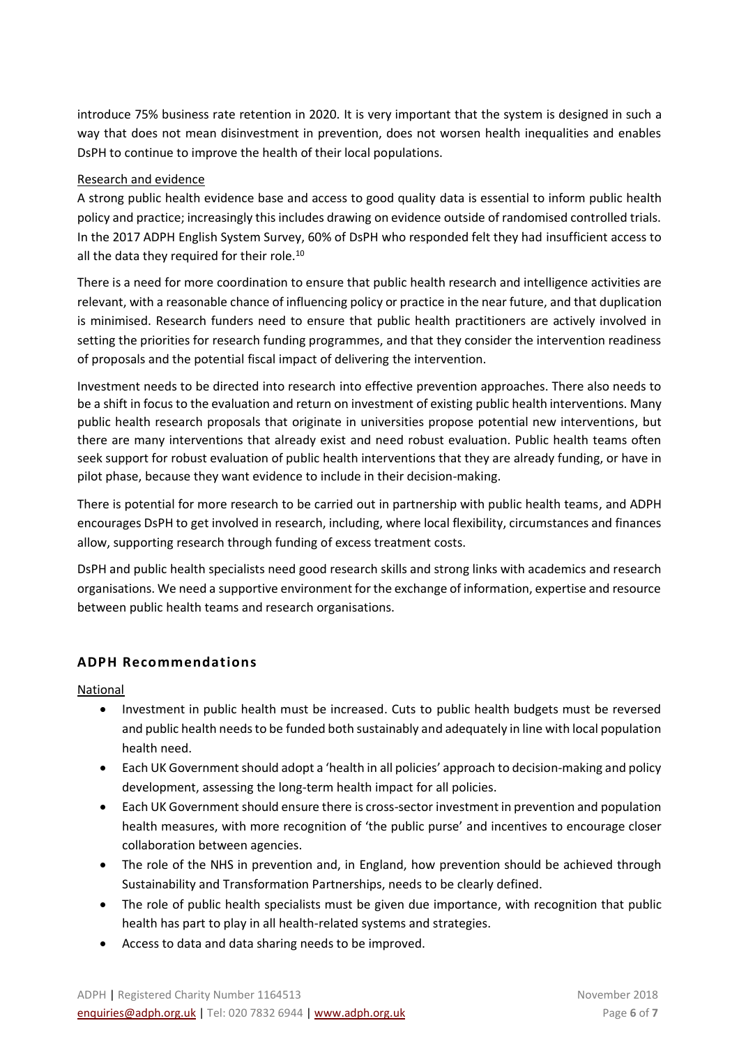introduce 75% business rate retention in 2020. It is very important that the system is designed in such a way that does not mean disinvestment in prevention, does not worsen health inequalities and enables DsPH to continue to improve the health of their local populations.

Research and evidence

A strong public health evidence base and access to good quality data is essential to inform public health policy and practice; increasingly this includes drawing on evidence outside of randomised controlled trials. In the 2017 ADPH English System Survey, 60% of DsPH who responded felt they had insufficient access to all the data they required for their role.[10]

There is a need for more coordination to ensure that public health research and intelligence activities are relevant, with a reasonable chance of influencing policy or practice in the near future, and that duplication is minimised. Research funders need to ensure that public health practitioners are actively involved in setting the priorities for research funding programmes, and that they consider the intervention readiness of proposals and the potential fiscal impact of delivering the intervention.

Investment needs to be directed into research into effective prevention approaches. There also needs to be a shift in focus to the evaluation and return on investment of existing public health interventions. Many public health research proposals that originate in universities propose potential new interventions, but there are many interventions that already exist and need robust evaluation. Public health teams often seek support for robust evaluation of public health interventions that they are already funding, or have in pilot phase, because they want evidence to include in their decision-making.

There is potential for more research to be carried out in partnership with public health teams, and ADPH encourages DsPH to get involved in research, including, where local flexibility, circumstances and finances allow, supporting research through funding of excess treatment costs.

DsPH and public health specialists need good research skills and strong links with academics and research organisations. We need a supportive environment for the exchange of information, expertise and resource between public health teams and research organisations.

## ADPH Recommendations

National

- Investment in public health must be increased. Cuts to public health budgets must be reversed and public health needs to be funded both sustainably and adequately in line with local population health need.
- Each UK Government should adopt a 'health in all policies' approach to decision-making and policy development, assessing the long-term health impact for all policies.
- Each UK Government should ensure there is cross-sector investment in prevention and population health measures, with more recognition of 'the public purse' and incentives to encourage closer collaboration between agencies.
- The role of the NHS in prevention and, in England, how prevention should be achieved through Sustainability and Transformation Partnerships, needs to be clearly defined.
- The role of public health specialists must be given due importance, with recognition that public health has part to play in all health-related systems and strategies.
- Access to data and data sharing needs to be improved.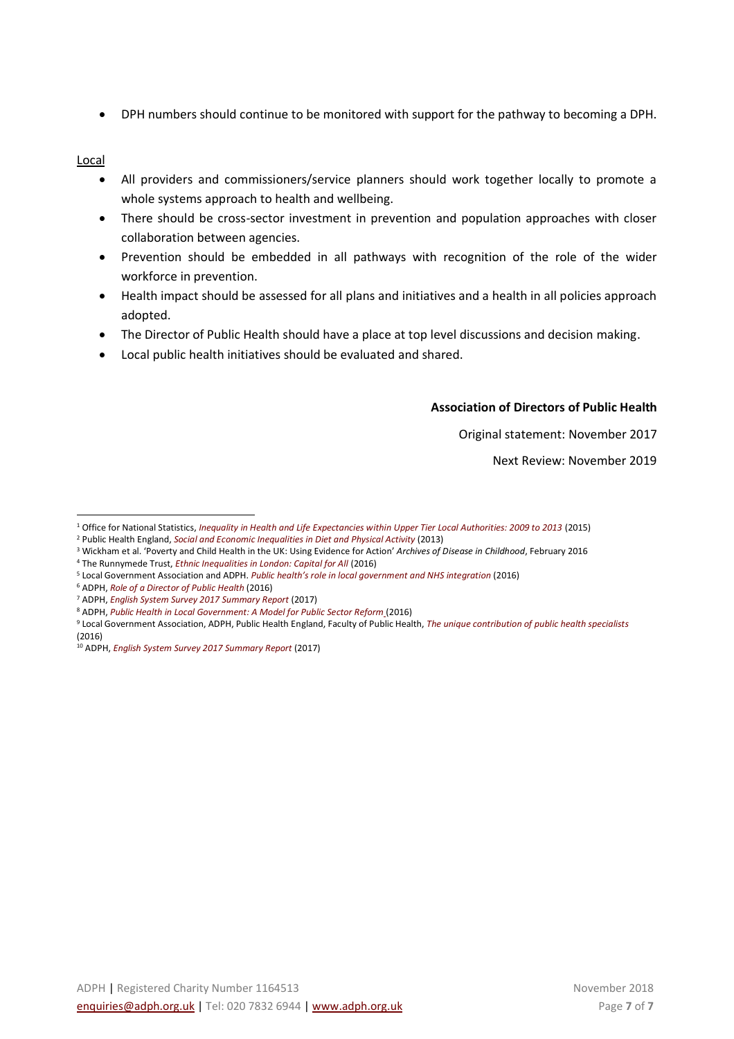- DPH numbers should continue to be monitored with support for the pathway to becoming a DPH.

Local

- All providers and commissioners/service planners should work together locally to promote a whole systems approach to health and wellbeing.
- There should be cross-sector investment in prevention and population approaches with closer collaboration between agencies.
- Prevention should be embedded in all pathways with recognition of the role of the wider workforce in prevention.
- Health impact should be assessed for all plans and initiatives and a health in all policies approach adopted.
- The Director of Public Health should have a place at top level discussions and decision making.
- Local public health initiatives should be evaluated and shared.

**Association of Directors of Public Health**

Original statement: November 2017

Next Review: November 2019

---

[1] Office for National Statistics, *Inequality in Health and Life Expectancies within Upper Tier Local Authorities: 2009 to 2013* (2015)

[2] Public Health England, *Social and Economic Inequalities in Diet and Physical Activity* (2013)

[3] Wickham et al. 'Poverty and Child Health in the UK: Using Evidence for Action' *Archives of Disease in Childhood*, February 2016

[4] The Runnymede Trust, *Ethnic Inequalities in London: Capital for All* (2016)

[5] Local Government Association and ADPH. *Public health's role in local government and NHS integration* (2016)

[6] ADPH, *Role of a Director of Public Health* (2016)

[7] ADPH, *English System Survey 2017 Summary Report* (2017)

[8] ADPH, *Public Health in Local Government: A Model for Public Sector Reform* (2016)

[9] Local Government Association, ADPH, Public Health England, Faculty of Public Health, *The unique contribution of public health specialists* (2016)

[10] ADPH, *English System Survey 2017 Summary Report* (2017)